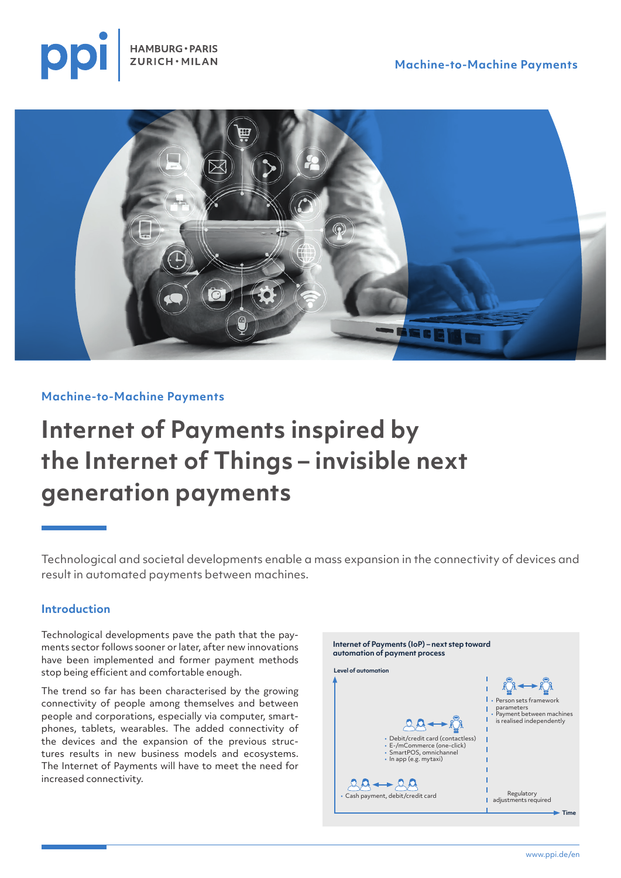Machine-to-Machine Payments

# Internet of Payments inspired by the Internet of Things – invisible next generation payments

Technological and societal developments enable a mass expansion in the connectivity of devices and result in automated payments between machines.

## Introduction

Technological developments pave the path that the payments sector follows sooner or later, after new innovations have been implemented and former payment methods stop being efficient and comfortable enough.

The trend so far has been characterised by the growing connectivity of people among themselves and between people and corporations, especially via computer, smartphones, tablets, wearables. The added connectivity of the devices and the expansion of the previous structures results in new business models and ecosystems. The Internet of Payments will have to meet the need for increased connectivity.

**Internet of Payments (IoP) – next step toward automation of payment process**

Level of automation

- Cash payment, debit/credit card
- Debit/credit card (contactless)
- E-/mCommerce (one-click)
- SmartPOS, omnichannel
- In app (e.g. mytaxi)
- Person sets framework parameters
- Payment between machines is realised independently

Regulatory adjustments required

Time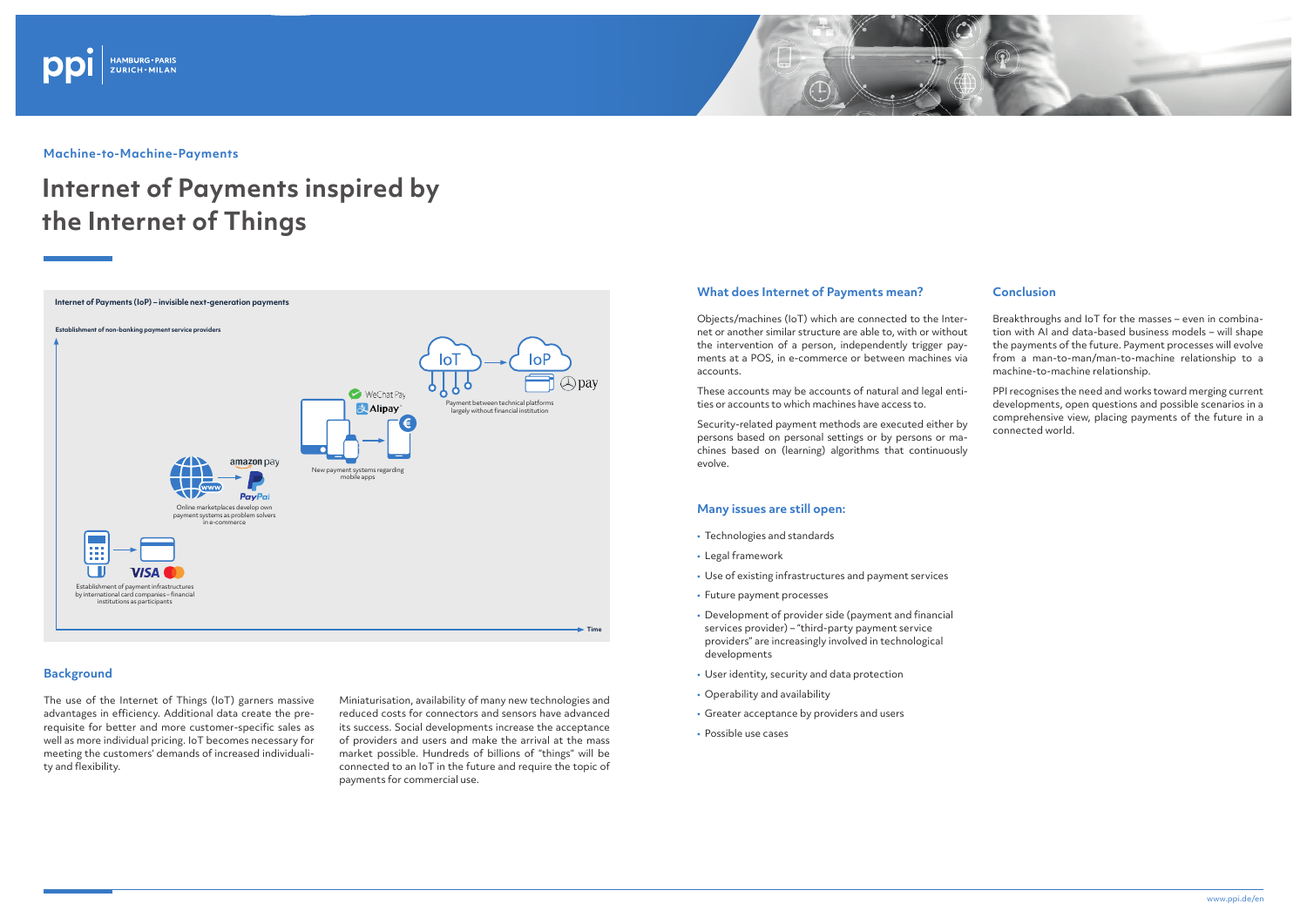Machine-to-Machine-Payments

# Internet of Payments inspired by the Internet of Things

**Internet of Payments (IoP) – invisible next-generation payments**

**Establishment of non-banking payment service providers**

Establishment of payment infrastructures by international card companies – financial institutions as participants

Online marketplaces develop own payment systems as problem solvers in e-commerce

New payment systems regarding mobile apps

Payment between technical platforms largely without financial institution

**Time**

## Background

The use of the Internet of Things (IoT) garners massive advantages in efficiency. Additional data create the prerequisite for better and more customer-specific sales as well as more individual pricing. IoT becomes necessary for meeting the customers' demands of increased individuality and flexibility.

Miniaturisation, availability of many new technologies and reduced costs for connectors and sensors have advanced its success. Social developments increase the acceptance of providers and users and make the arrival at the mass market possible. Hundreds of billions of "things" will be connected to an IoT in the future and require the topic of payments for commercial use.

## What does Internet of Payments mean?

Objects/machines (IoT) which are connected to the Internet or another similar structure are able to, with or without the intervention of a person, independently trigger payments at a POS, in e-commerce or between machines via accounts.

These accounts may be accounts of natural and legal entities or accounts to which machines have access to.

Security-related payment methods are executed either by persons based on personal settings or by persons or machines based on (learning) algorithms that continuously evolve.

## Many issues are still open:

- Technologies and standards
- Legal framework
- Use of existing infrastructures and payment services
- Future payment processes
- Development of provider side (payment and financial services provider) – "third-party payment service providers" are increasingly involved in technological developments
- User identity, security and data protection
- Operability and availability
- Greater acceptance by providers and users
- Possible use cases

## Conclusion

Breakthroughs and IoT for the masses – even in combination with AI and data-based business models – will shape the payments of the future. Payment processes will evolve from a man-to-man/man-to-machine relationship to a machine-to-machine relationship.

PPI recognises the need and works toward merging current developments, open questions and possible scenarios in a comprehensive view, placing payments of the future in a connected world.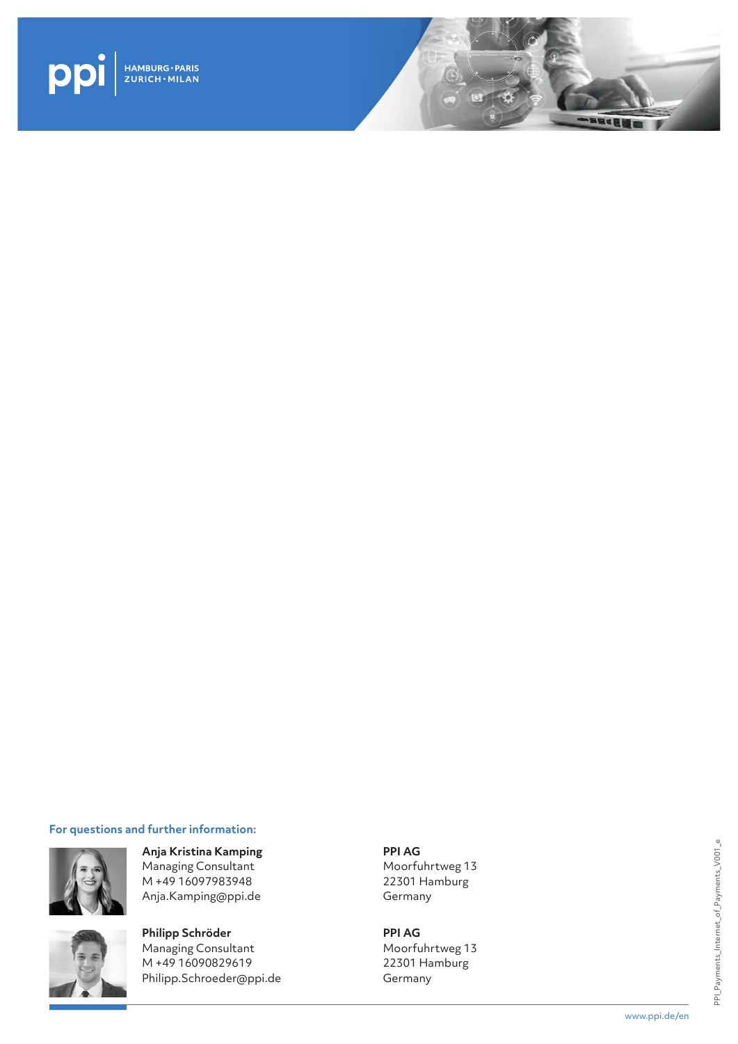**For questions and further information:**

**Anja Kristina Kamping**
Managing Consultant
M +49 16097983948
Anja.Kamping@ppi.de

**PPI AG**
Moorfuhrtweg 13
22301 Hamburg
Germany

**Philipp Schröder**
Managing Consultant
M +49 16090829619
Philipp.Schroeder@ppi.de

**PPI AG**
Moorfuhrtweg 13
22301 Hamburg
Germany

www.ppi.de/en